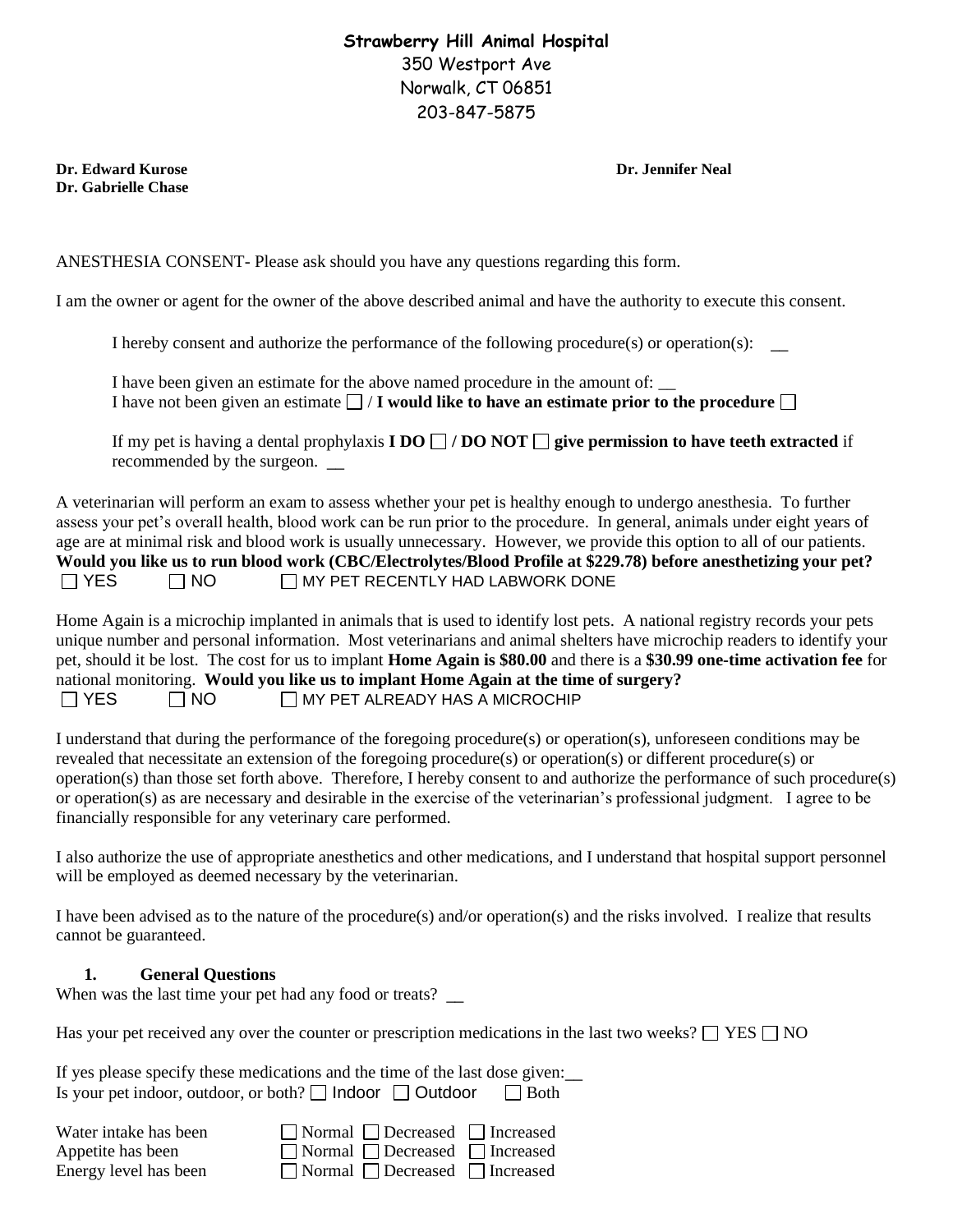**Strawberry Hill Animal Hospital**
350 Westport Ave
Norwalk, CT 06851
203-847-5875

**Dr. Edward Kurose**
**Dr. Gabrielle Chase**
**Dr. Jennifer Neal**

ANESTHESIA CONSENT- Please ask should you have any questions regarding this form.

I am the owner or agent for the owner of the above described animal and have the authority to execute this consent.

I hereby consent and authorize the performance of the following procedure(s) or operation(s): __

I have been given an estimate for the above named procedure in the amount of: __
I have not been given an estimate ☐ / **I would like to have an estimate prior to the procedure** ☐

If my pet is having a dental prophylaxis **I DO ☐ / DO NOT ☐ give permission to have teeth extracted** if recommended by the surgeon. __

A veterinarian will perform an exam to assess whether your pet is healthy enough to undergo anesthesia. To further assess your pet's overall health, blood work can be run prior to the procedure. In general, animals under eight years of age are at minimal risk and blood work is usually unnecessary. However, we provide this option to all of our patients. **Would you like us to run blood work (CBC/Electrolytes/Blood Profile at $229.78) before anesthetizing your pet?**
☐ YES ☐ NO ☐ MY PET RECENTLY HAD LABWORK DONE

Home Again is a microchip implanted in animals that is used to identify lost pets. A national registry records your pets unique number and personal information. Most veterinarians and animal shelters have microchip readers to identify your pet, should it be lost. The cost for us to implant **Home Again is $80.00** and there is a **$30.99 one-time activation fee** for national monitoring. **Would you like us to implant Home Again at the time of surgery?**
☐ YES ☐ NO ☐ MY PET ALREADY HAS A MICROCHIP

I understand that during the performance of the foregoing procedure(s) or operation(s), unforeseen conditions may be revealed that necessitate an extension of the foregoing procedure(s) or operation(s) or different procedure(s) or operation(s) than those set forth above. Therefore, I hereby consent to and authorize the performance of such procedure(s) or operation(s) as are necessary and desirable in the exercise of the veterinarian's professional judgment. I agree to be financially responsible for any veterinary care performed.

I also authorize the use of appropriate anesthetics and other medications, and I understand that hospital support personnel will be employed as deemed necessary by the veterinarian.

I have been advised as to the nature of the procedure(s) and/or operation(s) and the risks involved. I realize that results cannot be guaranteed.

## 1. General Questions

When was the last time your pet had any food or treats? __

Has your pet received any over the counter or prescription medications in the last two weeks? ☐ YES ☐ NO

If yes please specify these medications and the time of the last dose given:__
Is your pet indoor, outdoor, or both? ☐ Indoor ☐ Outdoor ☐ Both

Water intake has been ☐ Normal ☐ Decreased ☐ Increased
Appetite has been ☐ Normal ☐ Decreased ☐ Increased
Energy level has been ☐ Normal ☐ Decreased ☐ Increased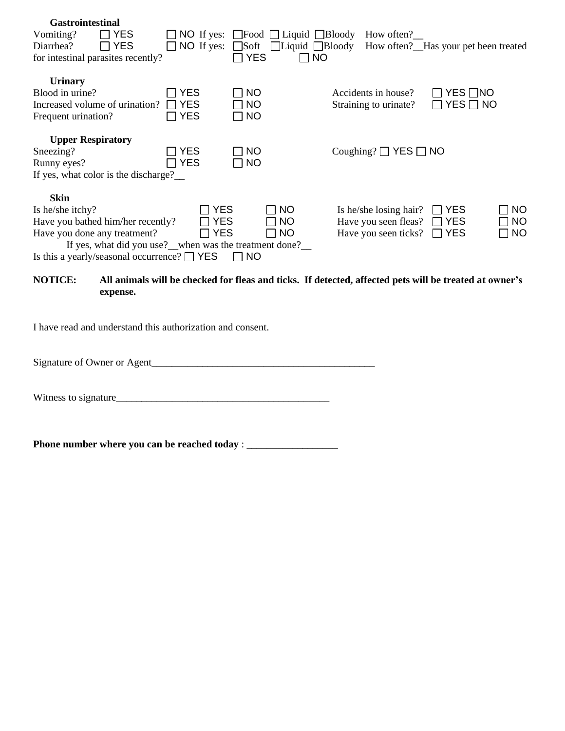**Gastrointestinal**

Vomiting? ☐ YES ☐ NO If yes: ☐Food ☐ Liquid ☐Bloody How often?__

Diarrhea? ☐ YES ☐ NO If yes: ☐Soft ☐Liquid ☐Bloody How often?__Has your pet been treated for intestinal parasites recently? ☐ YES ☐ NO

**Urinary**

Blood in urine? ☐ YES ☐ NO

Increased volume of urination? ☐ YES ☐ NO

Frequent urination? ☐ YES ☐ NO

Accidents in house? ☐ YES ☐NO

Straining to urinate? ☐ YES ☐ NO

**Upper Respiratory**

Sneezing? ☐ YES ☐ NO

Runny eyes? ☐ YES ☐ NO

If yes, what color is the discharge?__

Coughing? ☐ YES ☐ NO

**Skin**

Is he/she itchy? ☐ YES ☐ NO

Have you bathed him/her recently? ☐ YES ☐ NO

Have you done any treatment? ☐ YES ☐ NO

If yes, what did you use?__when was the treatment done?__

Is this a yearly/seasonal occurrence? ☐ YES ☐ NO

Is he/she losing hair? ☐ YES ☐ NO

Have you seen fleas? ☐ YES ☐ NO

Have you seen ticks? ☐ YES ☐ NO

**NOTICE:** **All animals will be checked for fleas and ticks. If detected, affected pets will be treated at owner's expense.**

I have read and understand this authorization and consent.

Signature of Owner or Agent_____________________________________________

Witness to signature__________________________________________

**Phone number where you can be reached today** : _________________